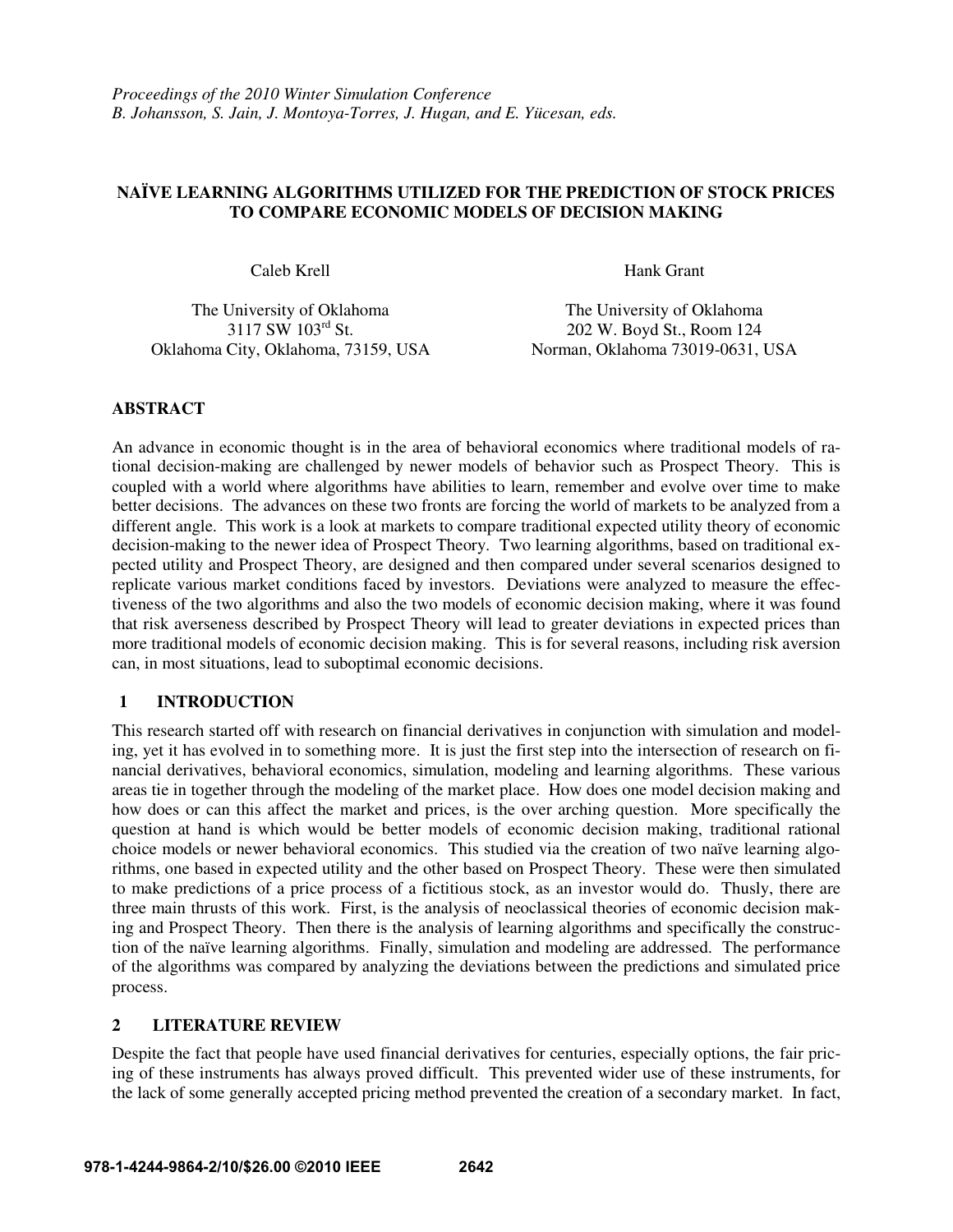*Proceedings of the 2010 Winter Simulation Conference*
*B. Johansson, S. Jain, J. Montoya-Torres, J. Hugan, and E. Yücesan, eds.*

# NAÏVE LEARNING ALGORITHMS UTILIZED FOR THE PREDICTION OF STOCK PRICES TO COMPARE ECONOMIC MODELS OF DECISION MAKING

Caleb Krell

The University of Oklahoma
3117 SW 103rd St.
Oklahoma City, Oklahoma, 73159, USA

Hank Grant

The University of Oklahoma
202 W. Boyd St., Room 124
Norman, Oklahoma 73019-0631, USA

## ABSTRACT

An advance in economic thought is in the area of behavioral economics where traditional models of rational decision-making are challenged by newer models of behavior such as Prospect Theory. This is coupled with a world where algorithms have abilities to learn, remember and evolve over time to make better decisions. The advances on these two fronts are forcing the world of markets to be analyzed from a different angle. This work is a look at markets to compare traditional expected utility theory of economic decision-making to the newer idea of Prospect Theory. Two learning algorithms, based on traditional expected utility and Prospect Theory, are designed and then compared under several scenarios designed to replicate various market conditions faced by investors. Deviations were analyzed to measure the effectiveness of the two algorithms and also the two models of economic decision making, where it was found that risk averseness described by Prospect Theory will lead to greater deviations in expected prices than more traditional models of economic decision making. This is for several reasons, including risk aversion can, in most situations, lead to suboptimal economic decisions.

## 1 INTRODUCTION

This research started off with research on financial derivatives in conjunction with simulation and modeling, yet it has evolved in to something more. It is just the first step into the intersection of research on financial derivatives, behavioral economics, simulation, modeling and learning algorithms. These various areas tie in together through the modeling of the market place. How does one model decision making and how does or can this affect the market and prices, is the over arching question. More specifically the question at hand is which would be better models of economic decision making, traditional rational choice models or newer behavioral economics. This studied via the creation of two naïve learning algorithms, one based in expected utility and the other based on Prospect Theory. These were then simulated to make predictions of a price process of a fictitious stock, as an investor would do. Thusly, there are three main thrusts of this work. First, is the analysis of neoclassical theories of economic decision making and Prospect Theory. Then there is the analysis of learning algorithms and specifically the construction of the naïve learning algorithms. Finally, simulation and modeling are addressed. The performance of the algorithms was compared by analyzing the deviations between the predictions and simulated price process.

## 2 LITERATURE REVIEW

Despite the fact that people have used financial derivatives for centuries, especially options, the fair pricing of these instruments has always proved difficult. This prevented wider use of these instruments, for the lack of some generally accepted pricing method prevented the creation of a secondary market. In fact,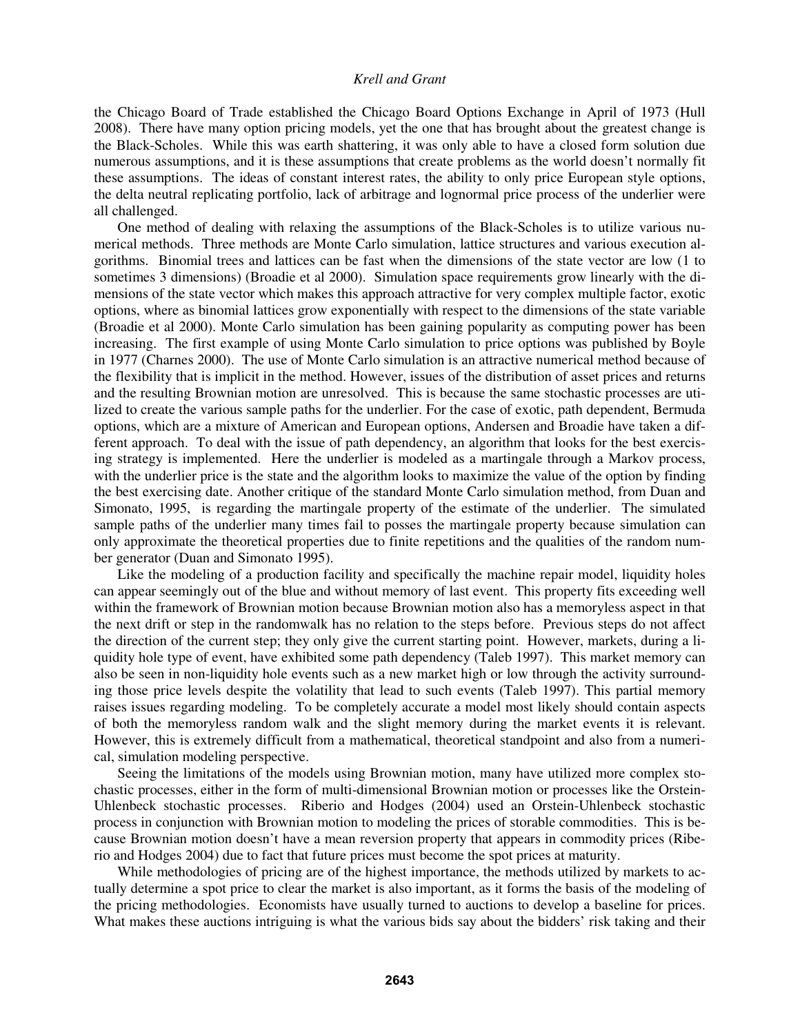the Chicago Board of Trade established the Chicago Board Options Exchange in April of 1973 (Hull 2008). There have many option pricing models, yet the one that has brought about the greatest change is the Black-Scholes. While this was earth shattering, it was only able to have a closed form solution due numerous assumptions, and it is these assumptions that create problems as the world doesn't normally fit these assumptions. The ideas of constant interest rates, the ability to only price European style options, the delta neutral replicating portfolio, lack of arbitrage and lognormal price process of the underlier were all challenged.

One method of dealing with relaxing the assumptions of the Black-Scholes is to utilize various numerical methods. Three methods are Monte Carlo simulation, lattice structures and various execution algorithms. Binomial trees and lattices can be fast when the dimensions of the state vector are low (1 to sometimes 3 dimensions) (Broadie et al 2000). Simulation space requirements grow linearly with the dimensions of the state vector which makes this approach attractive for very complex multiple factor, exotic options, where as binomial lattices grow exponentially with respect to the dimensions of the state variable (Broadie et al 2000). Monte Carlo simulation has been gaining popularity as computing power has been increasing. The first example of using Monte Carlo simulation to price options was published by Boyle in 1977 (Charnes 2000). The use of Monte Carlo simulation is an attractive numerical method because of the flexibility that is implicit in the method. However, issues of the distribution of asset prices and returns and the resulting Brownian motion are unresolved. This is because the same stochastic processes are utilized to create the various sample paths for the underlier. For the case of exotic, path dependent, Bermuda options, which are a mixture of American and European options, Andersen and Broadie have taken a different approach. To deal with the issue of path dependency, an algorithm that looks for the best exercising strategy is implemented. Here the underlier is modeled as a martingale through a Markov process, with the underlier price is the state and the algorithm looks to maximize the value of the option by finding the best exercising date. Another critique of the standard Monte Carlo simulation method, from Duan and Simonato, 1995, is regarding the martingale property of the estimate of the underlier. The simulated sample paths of the underlier many times fail to posses the martingale property because simulation can only approximate the theoretical properties due to finite repetitions and the qualities of the random number generator (Duan and Simonato 1995).

Like the modeling of a production facility and specifically the machine repair model, liquidity holes can appear seemingly out of the blue and without memory of last event. This property fits exceeding well within the framework of Brownian motion because Brownian motion also has a memoryless aspect in that the next drift or step in the randomwalk has no relation to the steps before. Previous steps do not affect the direction of the current step; they only give the current starting point. However, markets, during a liquidity hole type of event, have exhibited some path dependency (Taleb 1997). This market memory can also be seen in non-liquidity hole events such as a new market high or low through the activity surrounding those price levels despite the volatility that lead to such events (Taleb 1997). This partial memory raises issues regarding modeling. To be completely accurate a model most likely should contain aspects of both the memoryless random walk and the slight memory during the market events it is relevant. However, this is extremely difficult from a mathematical, theoretical standpoint and also from a numerical, simulation modeling perspective.

Seeing the limitations of the models using Brownian motion, many have utilized more complex stochastic processes, either in the form of multi-dimensional Brownian motion or processes like the Orstein-Uhlenbeck stochastic processes. Riberio and Hodges (2004) used an Orstein-Uhlenbeck stochastic process in conjunction with Brownian motion to modeling the prices of storable commodities. This is because Brownian motion doesn't have a mean reversion property that appears in commodity prices (Riberio and Hodges 2004) due to fact that future prices must become the spot prices at maturity.

While methodologies of pricing are of the highest importance, the methods utilized by markets to actually determine a spot price to clear the market is also important, as it forms the basis of the modeling of the pricing methodologies. Economists have usually turned to auctions to develop a baseline for prices. What makes these auctions intriguing is what the various bids say about the bidders' risk taking and their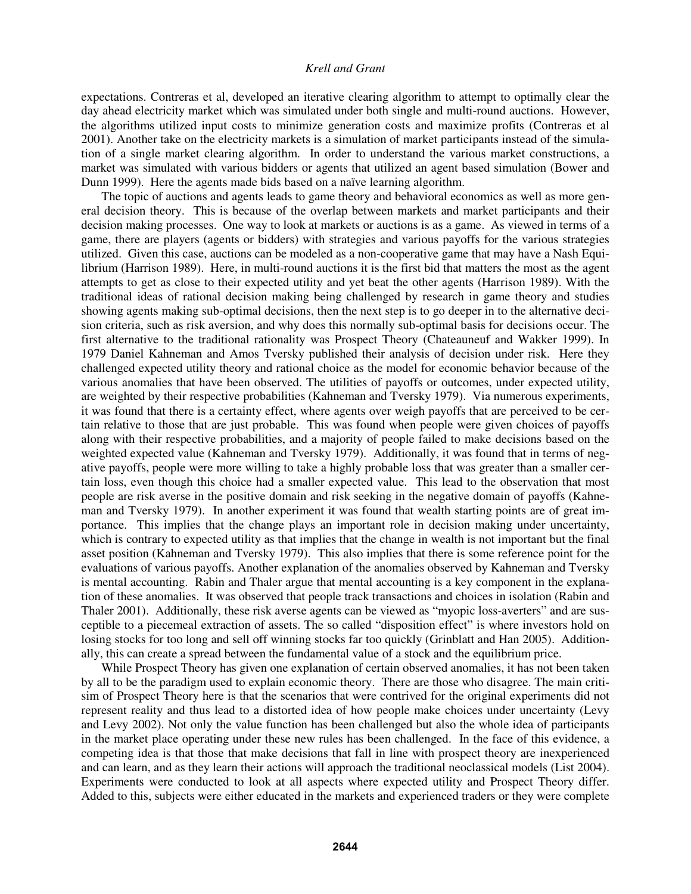expectations. Contreras et al, developed an iterative clearing algorithm to attempt to optimally clear the day ahead electricity market which was simulated under both single and multi-round auctions. However, the algorithms utilized input costs to minimize generation costs and maximize profits (Contreras et al 2001). Another take on the electricity markets is a simulation of market participants instead of the simulation of a single market clearing algorithm. In order to understand the various market constructions, a market was simulated with various bidders or agents that utilized an agent based simulation (Bower and Dunn 1999). Here the agents made bids based on a naïve learning algorithm.

The topic of auctions and agents leads to game theory and behavioral economics as well as more general decision theory. This is because of the overlap between markets and market participants and their decision making processes. One way to look at markets or auctions is as a game. As viewed in terms of a game, there are players (agents or bidders) with strategies and various payoffs for the various strategies utilized. Given this case, auctions can be modeled as a non-cooperative game that may have a Nash Equilibrium (Harrison 1989). Here, in multi-round auctions it is the first bid that matters the most as the agent attempts to get as close to their expected utility and yet beat the other agents (Harrison 1989). With the traditional ideas of rational decision making being challenged by research in game theory and studies showing agents making sub-optimal decisions, then the next step is to go deeper in to the alternative decision criteria, such as risk aversion, and why does this normally sub-optimal basis for decisions occur. The first alternative to the traditional rationality was Prospect Theory (Chateauneuf and Wakker 1999). In 1979 Daniel Kahneman and Amos Tversky published their analysis of decision under risk. Here they challenged expected utility theory and rational choice as the model for economic behavior because of the various anomalies that have been observed. The utilities of payoffs or outcomes, under expected utility, are weighted by their respective probabilities (Kahneman and Tversky 1979). Via numerous experiments, it was found that there is a certainty effect, where agents over weigh payoffs that are perceived to be certain relative to those that are just probable. This was found when people were given choices of payoffs along with their respective probabilities, and a majority of people failed to make decisions based on the weighted expected value (Kahneman and Tversky 1979). Additionally, it was found that in terms of negative payoffs, people were more willing to take a highly probable loss that was greater than a smaller certain loss, even though this choice had a smaller expected value. This lead to the observation that most people are risk averse in the positive domain and risk seeking in the negative domain of payoffs (Kahneman and Tversky 1979). In another experiment it was found that wealth starting points are of great importance. This implies that the change plays an important role in decision making under uncertainty, which is contrary to expected utility as that implies that the change in wealth is not important but the final asset position (Kahneman and Tversky 1979). This also implies that there is some reference point for the evaluations of various payoffs. Another explanation of the anomalies observed by Kahneman and Tversky is mental accounting. Rabin and Thaler argue that mental accounting is a key component in the explanation of these anomalies. It was observed that people track transactions and choices in isolation (Rabin and Thaler 2001). Additionally, these risk averse agents can be viewed as "myopic loss-averters" and are susceptible to a piecemeal extraction of assets. The so called "disposition effect" is where investors hold on losing stocks for too long and sell off winning stocks far too quickly (Grinblatt and Han 2005). Additionally, this can create a spread between the fundamental value of a stock and the equilibrium price.

While Prospect Theory has given one explanation of certain observed anomalies, it has not been taken by all to be the paradigm used to explain economic theory. There are those who disagree. The main critisim of Prospect Theory here is that the scenarios that were contrived for the original experiments did not represent reality and thus lead to a distorted idea of how people make choices under uncertainty (Levy and Levy 2002). Not only the value function has been challenged but also the whole idea of participants in the market place operating under these new rules has been challenged. In the face of this evidence, a competing idea is that those that make decisions that fall in line with prospect theory are inexperienced and can learn, and as they learn their actions will approach the traditional neoclassical models (List 2004). Experiments were conducted to look at all aspects where expected utility and Prospect Theory differ. Added to this, subjects were either educated in the markets and experienced traders or they were complete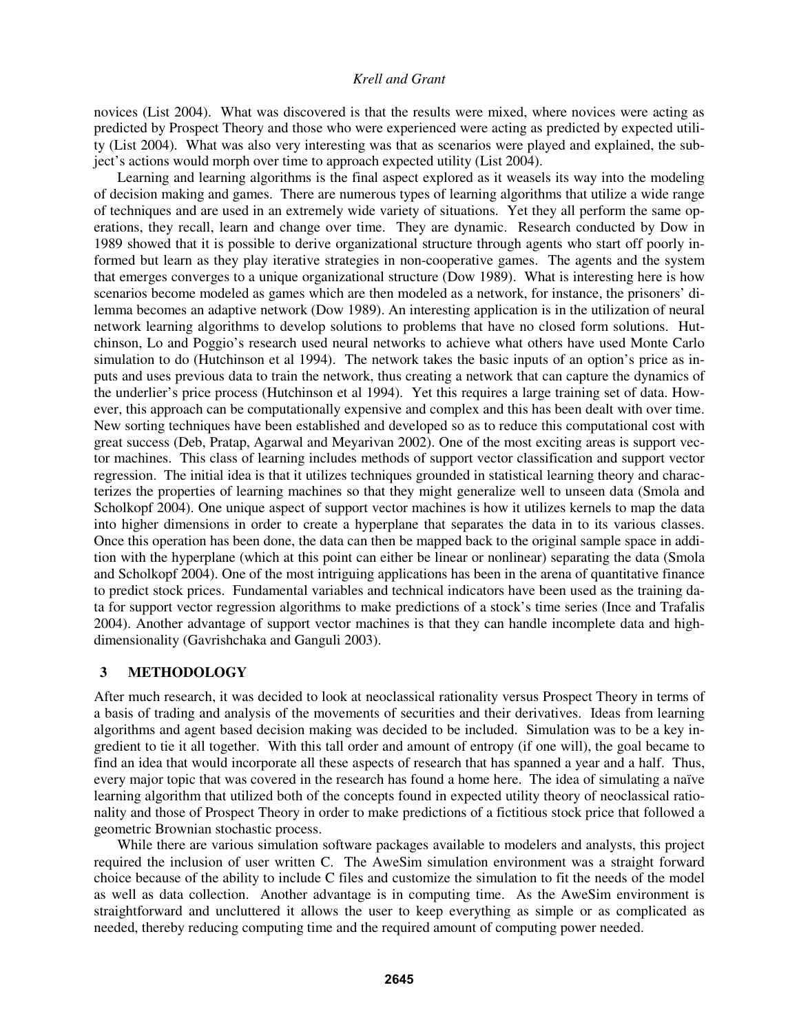novices (List 2004). What was discovered is that the results were mixed, where novices were acting as predicted by Prospect Theory and those who were experienced were acting as predicted by expected utility (List 2004). What was also very interesting was that as scenarios were played and explained, the subject's actions would morph over time to approach expected utility (List 2004).

Learning and learning algorithms is the final aspect explored as it weasels its way into the modeling of decision making and games. There are numerous types of learning algorithms that utilize a wide range of techniques and are used in an extremely wide variety of situations. Yet they all perform the same operations, they recall, learn and change over time. They are dynamic. Research conducted by Dow in 1989 showed that it is possible to derive organizational structure through agents who start off poorly informed but learn as they play iterative strategies in non-cooperative games. The agents and the system that emerges converges to a unique organizational structure (Dow 1989). What is interesting here is how scenarios become modeled as games which are then modeled as a network, for instance, the prisoners' dilemma becomes an adaptive network (Dow 1989). An interesting application is in the utilization of neural network learning algorithms to develop solutions to problems that have no closed form solutions. Hutchinson, Lo and Poggio's research used neural networks to achieve what others have used Monte Carlo simulation to do (Hutchinson et al 1994). The network takes the basic inputs of an option's price as inputs and uses previous data to train the network, thus creating a network that can capture the dynamics of the underlier's price process (Hutchinson et al 1994). Yet this requires a large training set of data. However, this approach can be computationally expensive and complex and this has been dealt with over time. New sorting techniques have been established and developed so as to reduce this computational cost with great success (Deb, Pratap, Agarwal and Meyarivan 2002). One of the most exciting areas is support vector machines. This class of learning includes methods of support vector classification and support vector regression. The initial idea is that it utilizes techniques grounded in statistical learning theory and characterizes the properties of learning machines so that they might generalize well to unseen data (Smola and Scholkopf 2004). One unique aspect of support vector machines is how it utilizes kernels to map the data into higher dimensions in order to create a hyperplane that separates the data in to its various classes. Once this operation has been done, the data can then be mapped back to the original sample space in addition with the hyperplane (which at this point can either be linear or nonlinear) separating the data (Smola and Scholkopf 2004). One of the most intriguing applications has been in the arena of quantitative finance to predict stock prices. Fundamental variables and technical indicators have been used as the training data for support vector regression algorithms to make predictions of a stock's time series (Ince and Trafalis 2004). Another advantage of support vector machines is that they can handle incomplete data and high-dimensionality (Gavrishchaka and Ganguli 2003).

## 3 METHODOLOGY

After much research, it was decided to look at neoclassical rationality versus Prospect Theory in terms of a basis of trading and analysis of the movements of securities and their derivatives. Ideas from learning algorithms and agent based decision making was decided to be included. Simulation was to be a key ingredient to tie it all together. With this tall order and amount of entropy (if one will), the goal became to find an idea that would incorporate all these aspects of research that has spanned a year and a half. Thus, every major topic that was covered in the research has found a home here. The idea of simulating a naïve learning algorithm that utilized both of the concepts found in expected utility theory of neoclassical rationality and those of Prospect Theory in order to make predictions of a fictitious stock price that followed a geometric Brownian stochastic process.

While there are various simulation software packages available to modelers and analysts, this project required the inclusion of user written C. The AweSim simulation environment was a straight forward choice because of the ability to include C files and customize the simulation to fit the needs of the model as well as data collection. Another advantage is in computing time. As the AweSim environment is straightforward and uncluttered it allows the user to keep everything as simple or as complicated as needed, thereby reducing computing time and the required amount of computing power needed.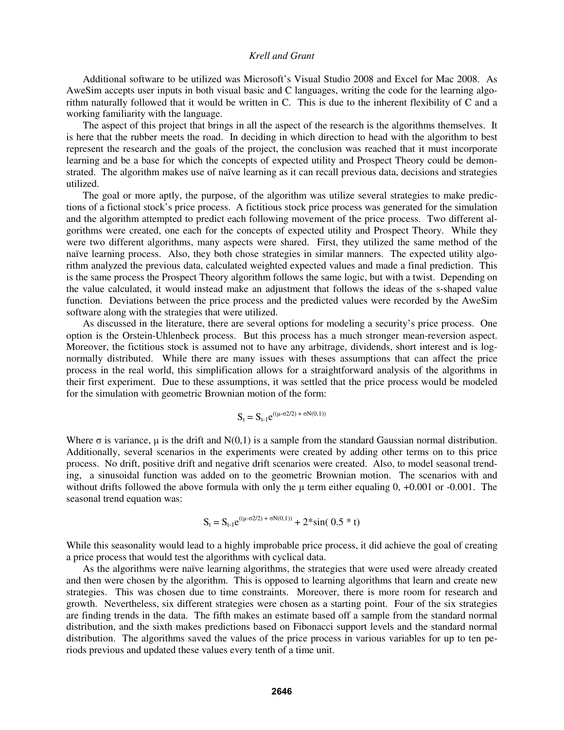Additional software to be utilized was Microsoft's Visual Studio 2008 and Excel for Mac 2008. As AweSim accepts user inputs in both visual basic and C languages, writing the code for the learning algorithm naturally followed that it would be written in C. This is due to the inherent flexibility of C and a working familiarity with the language.

The aspect of this project that brings in all the aspect of the research is the algorithms themselves. It is here that the rubber meets the road. In deciding in which direction to head with the algorithm to best represent the research and the goals of the project, the conclusion was reached that it must incorporate learning and be a base for which the concepts of expected utility and Prospect Theory could be demonstrated. The algorithm makes use of naïve learning as it can recall previous data, decisions and strategies utilized.

The goal or more aptly, the purpose, of the algorithm was utilize several strategies to make predictions of a fictional stock's price process. A fictitious stock price process was generated for the simulation and the algorithm attempted to predict each following movement of the price process. Two different algorithms were created, one each for the concepts of expected utility and Prospect Theory. While they were two different algorithms, many aspects were shared. First, they utilized the same method of the naïve learning process. Also, they both chose strategies in similar manners. The expected utility algorithm analyzed the previous data, calculated weighted expected values and made a final prediction. This is the same process the Prospect Theory algorithm follows the same logic, but with a twist. Depending on the value calculated, it would instead make an adjustment that follows the ideas of the s-shaped value function. Deviations between the price process and the predicted values were recorded by the AweSim software along with the strategies that were utilized.

As discussed in the literature, there are several options for modeling a security's price process. One option is the Orstein-Uhlenbeck process. But this process has a much stronger mean-reversion aspect. Moreover, the fictitious stock is assumed not to have any arbitrage, dividends, short interest and is lognormally distributed. While there are many issues with theses assumptions that can affect the price process in the real world, this simplification allows for a straightforward analysis of the algorithms in their first experiment. Due to these assumptions, it was settled that the price process would be modeled for the simulation with geometric Brownian motion of the form:

$$S_t = S_{t-1}e^{((\mu-\sigma 2/2) + \sigma N(0,1))}$$

Where $\sigma$ is variance, $\mu$ is the drift and $N(0,1)$ is a sample from the standard Gaussian normal distribution. Additionally, several scenarios in the experiments were created by adding other terms on to this price process. No drift, positive drift and negative drift scenarios were created. Also, to model seasonal trending, a sinusoidal function was added on to the geometric Brownian motion. The scenarios with and without drifts followed the above formula with only the $\mu$ term either equaling 0, +0.001 or -0.001. The seasonal trend equation was:

$$S_t = S_{t-1}e^{((\mu-\sigma 2/2) + \sigma N(0,1))} + 2*\sin(0.5 * t)$$

While this seasonality would lead to a highly improbable price process, it did achieve the goal of creating a price process that would test the algorithms with cyclical data.

As the algorithms were naïve learning algorithms, the strategies that were used were already created and then were chosen by the algorithm. This is opposed to learning algorithms that learn and create new strategies. This was chosen due to time constraints. Moreover, there is more room for research and growth. Nevertheless, six different strategies were chosen as a starting point. Four of the six strategies are finding trends in the data. The fifth makes an estimate based off a sample from the standard normal distribution, and the sixth makes predictions based on Fibonacci support levels and the standard normal distribution. The algorithms saved the values of the price process in various variables for up to ten periods previous and updated these values every tenth of a time unit.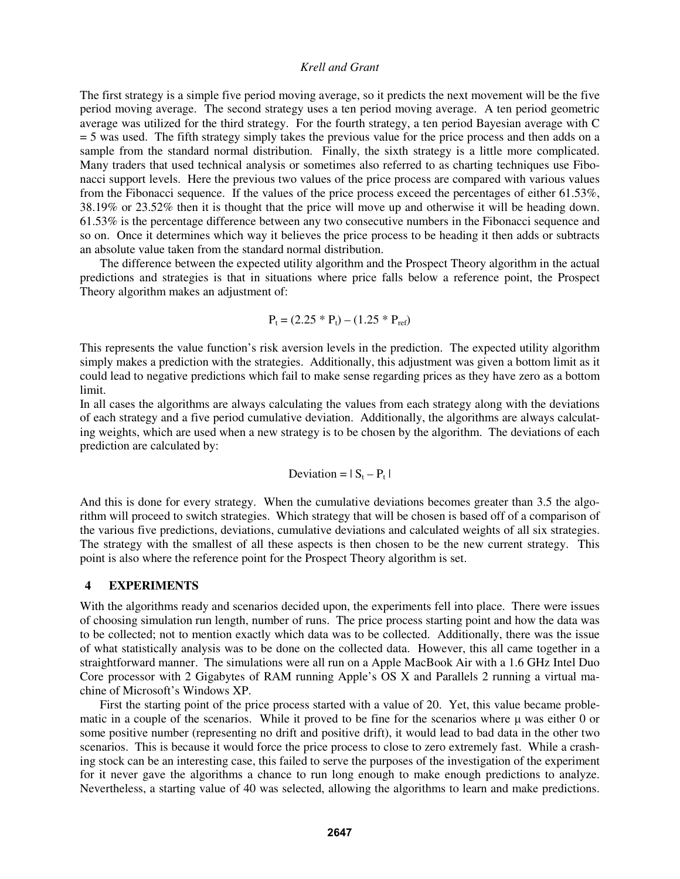The first strategy is a simple five period moving average, so it predicts the next movement will be the five period moving average. The second strategy uses a ten period moving average. A ten period geometric average was utilized for the third strategy. For the fourth strategy, a ten period Bayesian average with C = 5 was used. The fifth strategy simply takes the previous value for the price process and then adds on a sample from the standard normal distribution. Finally, the sixth strategy is a little more complicated. Many traders that used technical analysis or sometimes also referred to as charting techniques use Fibonacci support levels. Here the previous two values of the price process are compared with various values from the Fibonacci sequence. If the values of the price process exceed the percentages of either 61.53%, 38.19% or 23.52% then it is thought that the price will move up and otherwise it will be heading down. 61.53% is the percentage difference between any two consecutive numbers in the Fibonacci sequence and so on. Once it determines which way it believes the price process to be heading it then adds or subtracts an absolute value taken from the standard normal distribution.

The difference between the expected utility algorithm and the Prospect Theory algorithm in the actual predictions and strategies is that in situations where price falls below a reference point, the Prospect Theory algorithm makes an adjustment of:

$$P_t = (2.25 * P_t) - (1.25 * P_{ref})$$

This represents the value function's risk aversion levels in the prediction. The expected utility algorithm simply makes a prediction with the strategies. Additionally, this adjustment was given a bottom limit as it could lead to negative predictions which fail to make sense regarding prices as they have zero as a bottom limit.

In all cases the algorithms are always calculating the values from each strategy along with the deviations of each strategy and a five period cumulative deviation. Additionally, the algorithms are always calculating weights, which are used when a new strategy is to be chosen by the algorithm. The deviations of each prediction are calculated by:

$$\text{Deviation} = | S_t - P_t |$$

And this is done for every strategy. When the cumulative deviations becomes greater than 3.5 the algorithm will proceed to switch strategies. Which strategy that will be chosen is based off of a comparison of the various five predictions, deviations, cumulative deviations and calculated weights of all six strategies. The strategy with the smallest of all these aspects is then chosen to be the new current strategy. This point is also where the reference point for the Prospect Theory algorithm is set.

## 4 EXPERIMENTS

With the algorithms ready and scenarios decided upon, the experiments fell into place. There were issues of choosing simulation run length, number of runs. The price process starting point and how the data was to be collected; not to mention exactly which data was to be collected. Additionally, there was the issue of what statistically analysis was to be done on the collected data. However, this all came together in a straightforward manner. The simulations were all run on a Apple MacBook Air with a 1.6 GHz Intel Duo Core processor with 2 Gigabytes of RAM running Apple's OS X and Parallels 2 running a virtual machine of Microsoft's Windows XP.

First the starting point of the price process started with a value of 20. Yet, this value became problematic in a couple of the scenarios. While it proved to be fine for the scenarios where $\mu$ was either 0 or some positive number (representing no drift and positive drift), it would lead to bad data in the other two scenarios. This is because it would force the price process to close to zero extremely fast. While a crashing stock can be an interesting case, this failed to serve the purposes of the investigation of the experiment for it never gave the algorithms a chance to run long enough to make enough predictions to analyze. Nevertheless, a starting value of 40 was selected, allowing the algorithms to learn and make predictions.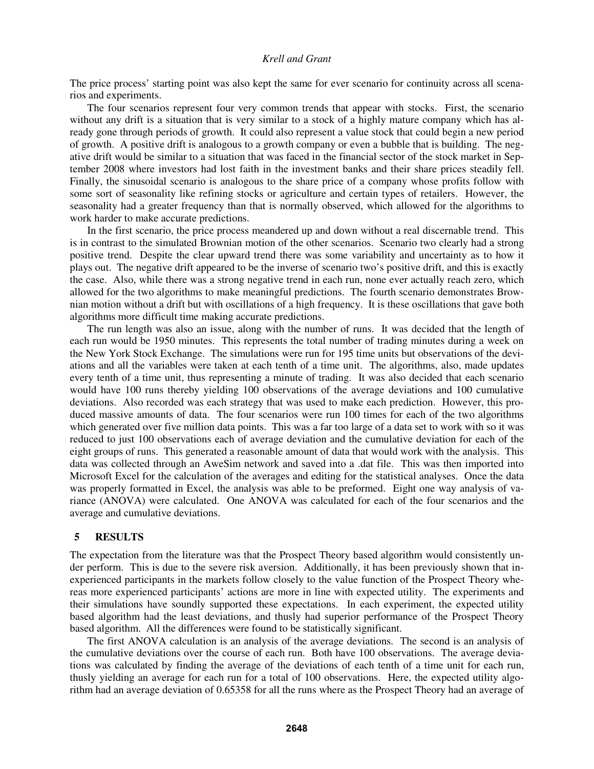The price process' starting point was also kept the same for ever scenario for continuity across all scenarios and experiments.

The four scenarios represent four very common trends that appear with stocks. First, the scenario without any drift is a situation that is very similar to a stock of a highly mature company which has already gone through periods of growth. It could also represent a value stock that could begin a new period of growth. A positive drift is analogous to a growth company or even a bubble that is building. The negative drift would be similar to a situation that was faced in the financial sector of the stock market in September 2008 where investors had lost faith in the investment banks and their share prices steadily fell. Finally, the sinusoidal scenario is analogous to the share price of a company whose profits follow with some sort of seasonality like refining stocks or agriculture and certain types of retailers. However, the seasonality had a greater frequency than that is normally observed, which allowed for the algorithms to work harder to make accurate predictions.

In the first scenario, the price process meandered up and down without a real discernable trend. This is in contrast to the simulated Brownian motion of the other scenarios. Scenario two clearly had a strong positive trend. Despite the clear upward trend there was some variability and uncertainty as to how it plays out. The negative drift appeared to be the inverse of scenario two's positive drift, and this is exactly the case. Also, while there was a strong negative trend in each run, none ever actually reach zero, which allowed for the two algorithms to make meaningful predictions. The fourth scenario demonstrates Brownian motion without a drift but with oscillations of a high frequency. It is these oscillations that gave both algorithms more difficult time making accurate predictions.

The run length was also an issue, along with the number of runs. It was decided that the length of each run would be 1950 minutes. This represents the total number of trading minutes during a week on the New York Stock Exchange. The simulations were run for 195 time units but observations of the deviations and all the variables were taken at each tenth of a time unit. The algorithms, also, made updates every tenth of a time unit, thus representing a minute of trading. It was also decided that each scenario would have 100 runs thereby yielding 100 observations of the average deviations and 100 cumulative deviations. Also recorded was each strategy that was used to make each prediction. However, this produced massive amounts of data. The four scenarios were run 100 times for each of the two algorithms which generated over five million data points. This was a far too large of a data set to work with so it was reduced to just 100 observations each of average deviation and the cumulative deviation for each of the eight groups of runs. This generated a reasonable amount of data that would work with the analysis. This data was collected through an AweSim network and saved into a .dat file. This was then imported into Microsoft Excel for the calculation of the averages and editing for the statistical analyses. Once the data was properly formatted in Excel, the analysis was able to be preformed. Eight one way analysis of variance (ANOVA) were calculated. One ANOVA was calculated for each of the four scenarios and the average and cumulative deviations.

## 5 RESULTS

The expectation from the literature was that the Prospect Theory based algorithm would consistently under perform. This is due to the severe risk aversion. Additionally, it has been previously shown that inexperienced participants in the markets follow closely to the value function of the Prospect Theory whereas more experienced participants' actions are more in line with expected utility. The experiments and their simulations have soundly supported these expectations. In each experiment, the expected utility based algorithm had the least deviations, and thusly had superior performance of the Prospect Theory based algorithm. All the differences were found to be statistically significant.

The first ANOVA calculation is an analysis of the average deviations. The second is an analysis of the cumulative deviations over the course of each run. Both have 100 observations. The average deviations was calculated by finding the average of the deviations of each tenth of a time unit for each run, thusly yielding an average for each run for a total of 100 observations. Here, the expected utility algorithm had an average deviation of 0.65358 for all the runs where as the Prospect Theory had an average of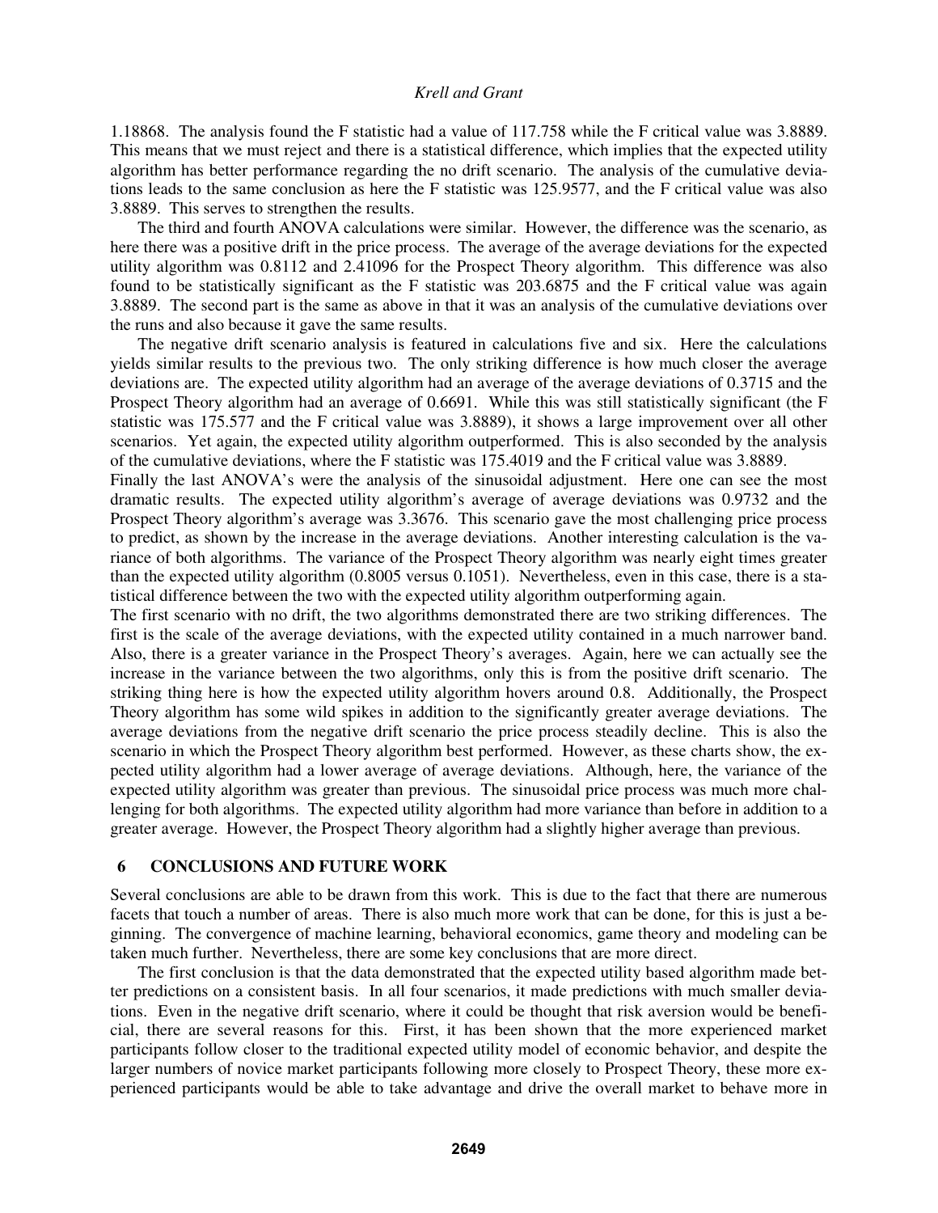1.18868. The analysis found the F statistic had a value of 117.758 while the F critical value was 3.8889. This means that we must reject and there is a statistical difference, which implies that the expected utility algorithm has better performance regarding the no drift scenario. The analysis of the cumulative deviations leads to the same conclusion as here the F statistic was 125.9577, and the F critical value was also 3.8889. This serves to strengthen the results.

The third and fourth ANOVA calculations were similar. However, the difference was the scenario, as here there was a positive drift in the price process. The average of the average deviations for the expected utility algorithm was 0.8112 and 2.41096 for the Prospect Theory algorithm. This difference was also found to be statistically significant as the F statistic was 203.6875 and the F critical value was again 3.8889. The second part is the same as above in that it was an analysis of the cumulative deviations over the runs and also because it gave the same results.

The negative drift scenario analysis is featured in calculations five and six. Here the calculations yields similar results to the previous two. The only striking difference is how much closer the average deviations are. The expected utility algorithm had an average of the average deviations of 0.3715 and the Prospect Theory algorithm had an average of 0.6691. While this was still statistically significant (the F statistic was 175.577 and the F critical value was 3.8889), it shows a large improvement over all other scenarios. Yet again, the expected utility algorithm outperformed. This is also seconded by the analysis of the cumulative deviations, where the F statistic was 175.4019 and the F critical value was 3.8889.

Finally the last ANOVA's were the analysis of the sinusoidal adjustment. Here one can see the most dramatic results. The expected utility algorithm's average of average deviations was 0.9732 and the Prospect Theory algorithm's average was 3.3676. This scenario gave the most challenging price process to predict, as shown by the increase in the average deviations. Another interesting calculation is the variance of both algorithms. The variance of the Prospect Theory algorithm was nearly eight times greater than the expected utility algorithm (0.8005 versus 0.1051). Nevertheless, even in this case, there is a statistical difference between the two with the expected utility algorithm outperforming again.

The first scenario with no drift, the two algorithms demonstrated there are two striking differences. The first is the scale of the average deviations, with the expected utility contained in a much narrower band. Also, there is a greater variance in the Prospect Theory's averages. Again, here we can actually see the increase in the variance between the two algorithms, only this is from the positive drift scenario. The striking thing here is how the expected utility algorithm hovers around 0.8. Additionally, the Prospect Theory algorithm has some wild spikes in addition to the significantly greater average deviations. The average deviations from the negative drift scenario the price process steadily decline. This is also the scenario in which the Prospect Theory algorithm best performed. However, as these charts show, the expected utility algorithm had a lower average of average deviations. Although, here, the variance of the expected utility algorithm was greater than previous. The sinusoidal price process was much more challenging for both algorithms. The expected utility algorithm had more variance than before in addition to a greater average. However, the Prospect Theory algorithm had a slightly higher average than previous.

## 6 CONCLUSIONS AND FUTURE WORK

Several conclusions are able to be drawn from this work. This is due to the fact that there are numerous facets that touch a number of areas. There is also much more work that can be done, for this is just a beginning. The convergence of machine learning, behavioral economics, game theory and modeling can be taken much further. Nevertheless, there are some key conclusions that are more direct.

The first conclusion is that the data demonstrated that the expected utility based algorithm made better predictions on a consistent basis. In all four scenarios, it made predictions with much smaller deviations. Even in the negative drift scenario, where it could be thought that risk aversion would be beneficial, there are several reasons for this. First, it has been shown that the more experienced market participants follow closer to the traditional expected utility model of economic behavior, and despite the larger numbers of novice market participants following more closely to Prospect Theory, these more experienced participants would be able to take advantage and drive the overall market to behave more in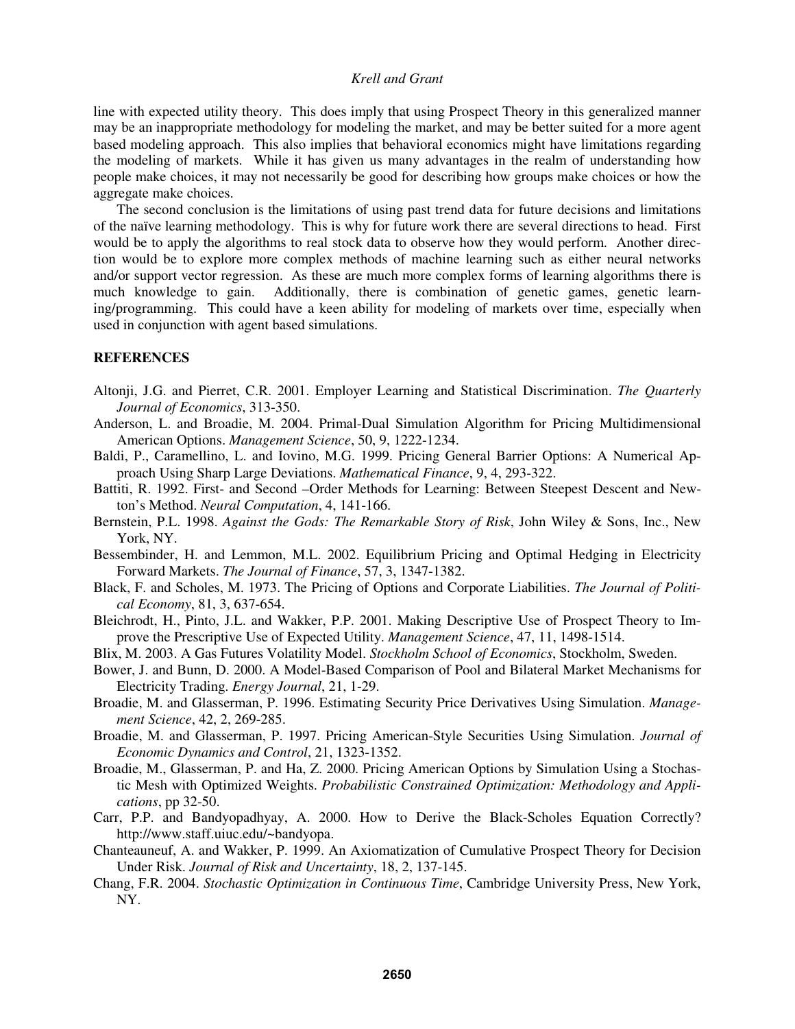line with expected utility theory. This does imply that using Prospect Theory in this generalized manner may be an inappropriate methodology for modeling the market, and may be better suited for a more agent based modeling approach. This also implies that behavioral economics might have limitations regarding the modeling of markets. While it has given us many advantages in the realm of understanding how people make choices, it may not necessarily be good for describing how groups make choices or how the aggregate make choices.

The second conclusion is the limitations of using past trend data for future decisions and limitations of the naïve learning methodology. This is why for future work there are several directions to head. First would be to apply the algorithms to real stock data to observe how they would perform. Another direction would be to explore more complex methods of machine learning such as either neural networks and/or support vector regression. As these are much more complex forms of learning algorithms there is much knowledge to gain. Additionally, there is combination of genetic games, genetic learning/programming. This could have a keen ability for modeling of markets over time, especially when used in conjunction with agent based simulations.

## REFERENCES

Altonji, J.G. and Pierret, C.R. 2001. Employer Learning and Statistical Discrimination. *The Quarterly Journal of Economics*, 313-350.

Anderson, L. and Broadie, M. 2004. Primal-Dual Simulation Algorithm for Pricing Multidimensional American Options. *Management Science*, 50, 9, 1222-1234.

Baldi, P., Caramellino, L. and Iovino, M.G. 1999. Pricing General Barrier Options: A Numerical Approach Using Sharp Large Deviations. *Mathematical Finance*, 9, 4, 293-322.

Battiti, R. 1992. First- and Second –Order Methods for Learning: Between Steepest Descent and Newton's Method. *Neural Computation*, 4, 141-166.

Bernstein, P.L. 1998. *Against the Gods: The Remarkable Story of Risk*, John Wiley & Sons, Inc., New York, NY.

Bessembinder, H. and Lemmon, M.L. 2002. Equilibrium Pricing and Optimal Hedging in Electricity Forward Markets. *The Journal of Finance*, 57, 3, 1347-1382.

Black, F. and Scholes, M. 1973. The Pricing of Options and Corporate Liabilities. *The Journal of Political Economy*, 81, 3, 637-654.

Bleichrodt, H., Pinto, J.L. and Wakker, P.P. 2001. Making Descriptive Use of Prospect Theory to Improve the Prescriptive Use of Expected Utility. *Management Science*, 47, 11, 1498-1514.

Blix, M. 2003. A Gas Futures Volatility Model. *Stockholm School of Economics*, Stockholm, Sweden.

Bower, J. and Bunn, D. 2000. A Model-Based Comparison of Pool and Bilateral Market Mechanisms for Electricity Trading. *Energy Journal*, 21, 1-29.

Broadie, M. and Glasserman, P. 1996. Estimating Security Price Derivatives Using Simulation. *Management Science*, 42, 2, 269-285.

Broadie, M. and Glasserman, P. 1997. Pricing American-Style Securities Using Simulation. *Journal of Economic Dynamics and Control*, 21, 1323-1352.

Broadie, M., Glasserman, P. and Ha, Z. 2000. Pricing American Options by Simulation Using a Stochastic Mesh with Optimized Weights. *Probabilistic Constrained Optimization: Methodology and Applications*, pp 32-50.

Carr, P.P. and Bandyopadhyay, A. 2000. How to Derive the Black-Scholes Equation Correctly? http://www.staff.uiuc.edu/~bandyopa.

Chanteauneuf, A. and Wakker, P. 1999. An Axiomatization of Cumulative Prospect Theory for Decision Under Risk. *Journal of Risk and Uncertainty*, 18, 2, 137-145.

Chang, F.R. 2004. *Stochastic Optimization in Continuous Time*, Cambridge University Press, New York, NY.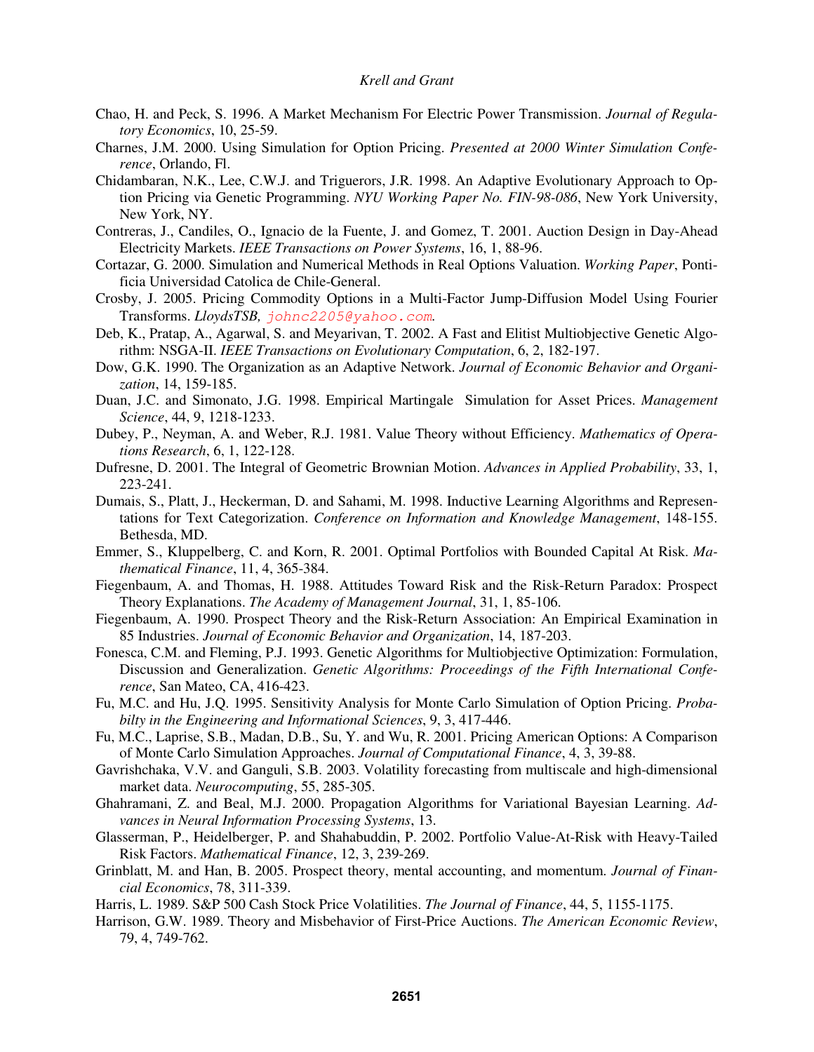Chao, H. and Peck, S. 1996. A Market Mechanism For Electric Power Transmission. *Journal of Regulatory Economics*, 10, 25-59.

Charnes, J.M. 2000. Using Simulation for Option Pricing. *Presented at 2000 Winter Simulation Conference*, Orlando, Fl.

Chidambaran, N.K., Lee, C.W.J. and Triguerors, J.R. 1998. An Adaptive Evolutionary Approach to Option Pricing via Genetic Programming. *NYU Working Paper No. FIN-98-086*, New York University, New York, NY.

Contreras, J., Candiles, O., Ignacio de la Fuente, J. and Gomez, T. 2001. Auction Design in Day-Ahead Electricity Markets. *IEEE Transactions on Power Systems*, 16, 1, 88-96.

Cortazar, G. 2000. Simulation and Numerical Methods in Real Options Valuation. *Working Paper*, Pontificia Universidad Catolica de Chile-General.

Crosby, J. 2005. Pricing Commodity Options in a Multi-Factor Jump-Diffusion Model Using Fourier Transforms. *LloydsTSB,* johnc2205@yahoo.com.

Deb, K., Pratap, A., Agarwal, S. and Meyarivan, T. 2002. A Fast and Elitist Multiobjective Genetic Algorithm: NSGA-II. *IEEE Transactions on Evolutionary Computation*, 6, 2, 182-197.

Dow, G.K. 1990. The Organization as an Adaptive Network. *Journal of Economic Behavior and Organization*, 14, 159-185.

Duan, J.C. and Simonato, J.G. 1998. Empirical Martingale Simulation for Asset Prices. *Management Science*, 44, 9, 1218-1233.

Dubey, P., Neyman, A. and Weber, R.J. 1981. Value Theory without Efficiency. *Mathematics of Operations Research*, 6, 1, 122-128.

Dufresne, D. 2001. The Integral of Geometric Brownian Motion. *Advances in Applied Probability*, 33, 1, 223-241.

Dumais, S., Platt, J., Heckerman, D. and Sahami, M. 1998. Inductive Learning Algorithms and Representations for Text Categorization. *Conference on Information and Knowledge Management*, 148-155. Bethesda, MD.

Emmer, S., Kluppelberg, C. and Korn, R. 2001. Optimal Portfolios with Bounded Capital At Risk. *Mathematical Finance*, 11, 4, 365-384.

Fiegenbaum, A. and Thomas, H. 1988. Attitudes Toward Risk and the Risk-Return Paradox: Prospect Theory Explanations. *The Academy of Management Journal*, 31, 1, 85-106.

Fiegenbaum, A. 1990. Prospect Theory and the Risk-Return Association: An Empirical Examination in 85 Industries. *Journal of Economic Behavior and Organization*, 14, 187-203.

Fonesca, C.M. and Fleming, P.J. 1993. Genetic Algorithms for Multiobjective Optimization: Formulation, Discussion and Generalization. *Genetic Algorithms: Proceedings of the Fifth International Conference*, San Mateo, CA, 416-423.

Fu, M.C. and Hu, J.Q. 1995. Sensitivity Analysis for Monte Carlo Simulation of Option Pricing. *Probabilty in the Engineering and Informational Sciences*, 9, 3, 417-446.

Fu, M.C., Laprise, S.B., Madan, D.B., Su, Y. and Wu, R. 2001. Pricing American Options: A Comparison of Monte Carlo Simulation Approaches. *Journal of Computational Finance*, 4, 3, 39-88.

Gavrishchaka, V.V. and Ganguli, S.B. 2003. Volatility forecasting from multiscale and high-dimensional market data. *Neurocomputing*, 55, 285-305.

Ghahramani, Z. and Beal, M.J. 2000. Propagation Algorithms for Variational Bayesian Learning. *Advances in Neural Information Processing Systems*, 13.

Glasserman, P., Heidelberger, P. and Shahabuddin, P. 2002. Portfolio Value-At-Risk with Heavy-Tailed Risk Factors. *Mathematical Finance*, 12, 3, 239-269.

Grinblatt, M. and Han, B. 2005. Prospect theory, mental accounting, and momentum. *Journal of Financial Economics*, 78, 311-339.

Harris, L. 1989. S&P 500 Cash Stock Price Volatilities. *The Journal of Finance*, 44, 5, 1155-1175.

Harrison, G.W. 1989. Theory and Misbehavior of First-Price Auctions. *The American Economic Review*, 79, 4, 749-762.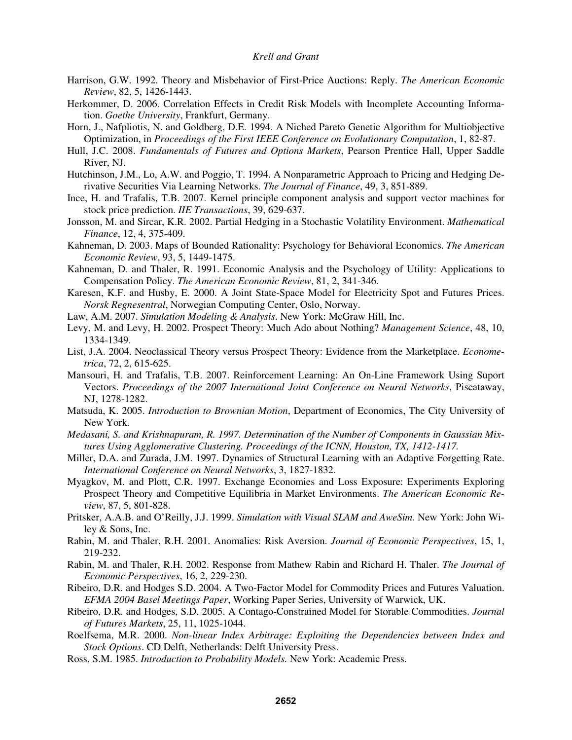Harrison, G.W. 1992. Theory and Misbehavior of First-Price Auctions: Reply. *The American Economic Review*, 82, 5, 1426-1443.

Herkommer, D. 2006. Correlation Effects in Credit Risk Models with Incomplete Accounting Information. *Goethe University*, Frankfurt, Germany.

Horn, J., Nafpliotis, N. and Goldberg, D.E. 1994. A Niched Pareto Genetic Algorithm for Multiobjective Optimization, in *Proceedings of the First IEEE Conference on Evolutionary Computation*, 1, 82-87.

Hull, J.C. 2008. *Fundamentals of Futures and Options Markets*, Pearson Prentice Hall, Upper Saddle River, NJ.

Hutchinson, J.M., Lo, A.W. and Poggio, T. 1994. A Nonparametric Approach to Pricing and Hedging Derivative Securities Via Learning Networks. *The Journal of Finance*, 49, 3, 851-889.

Ince, H. and Trafalis, T.B. 2007. Kernel principle component analysis and support vector machines for stock price prediction. *IIE Transactions*, 39, 629-637.

Jonsson, M. and Sircar, K.R. 2002. Partial Hedging in a Stochastic Volatility Environment. *Mathematical Finance*, 12, 4, 375-409.

Kahneman, D. 2003. Maps of Bounded Rationality: Psychology for Behavioral Economics. *The American Economic Review*, 93, 5, 1449-1475.

Kahneman, D. and Thaler, R. 1991. Economic Analysis and the Psychology of Utility: Applications to Compensation Policy. *The American Economic Review*, 81, 2, 341-346.

Karesen, K.F. and Husby, E. 2000. A Joint State-Space Model for Electricity Spot and Futures Prices. *Norsk Regnesentral*, Norwegian Computing Center, Oslo, Norway.

Law, A.M. 2007. *Simulation Modeling & Analysis*. New York: McGraw Hill, Inc.

Levy, M. and Levy, H. 2002. Prospect Theory: Much Ado about Nothing? *Management Science*, 48, 10, 1334-1349.

List, J.A. 2004. Neoclassical Theory versus Prospect Theory: Evidence from the Marketplace. *Econometrica*, 72, 2, 615-625.

Mansouri, H. and Trafalis, T.B. 2007. Reinforcement Learning: An On-Line Framework Using Suport Vectors. *Proceedings of the 2007 International Joint Conference on Neural Networks*, Piscataway, NJ, 1278-1282.

Matsuda, K. 2005. *Introduction to Brownian Motion*, Department of Economics, The City University of New York.

*Medasani, S. and Krishnapuram, R. 1997. Determination of the Number of Components in Gaussian Mixtures Using Agglomerative Clustering. Proceedings of the ICNN, Houston, TX, 1412-1417.*

Miller, D.A. and Zurada, J.M. 1997. Dynamics of Structural Learning with an Adaptive Forgetting Rate. *International Conference on Neural Networks*, 3, 1827-1832.

Myagkov, M. and Plott, C.R. 1997. Exchange Economies and Loss Exposure: Experiments Exploring Prospect Theory and Competitive Equilibria in Market Environments. *The American Economic Review*, 87, 5, 801-828.

Pritsker, A.A.B. and O'Reilly, J.J. 1999. *Simulation with Visual SLAM and AweSim.* New York: John Wiley & Sons, Inc.

Rabin, M. and Thaler, R.H. 2001. Anomalies: Risk Aversion. *Journal of Economic Perspectives*, 15, 1, 219-232.

Rabin, M. and Thaler, R.H. 2002. Response from Mathew Rabin and Richard H. Thaler. *The Journal of Economic Perspectives*, 16, 2, 229-230.

Ribeiro, D.R. and Hodges S.D. 2004. A Two-Factor Model for Commodity Prices and Futures Valuation. *EFMA 2004 Basel Meetings Paper*, Working Paper Series, University of Warwick, UK.

Ribeiro, D.R. and Hodges, S.D. 2005. A Contago-Constrained Model for Storable Commodities. *Journal of Futures Markets*, 25, 11, 1025-1044.

Roelfsema, M.R. 2000. *Non-linear Index Arbitrage: Exploiting the Dependencies between Index and Stock Options*. CD Delft, Netherlands: Delft University Press.

Ross, S.M. 1985. *Introduction to Probability Models.* New York: Academic Press.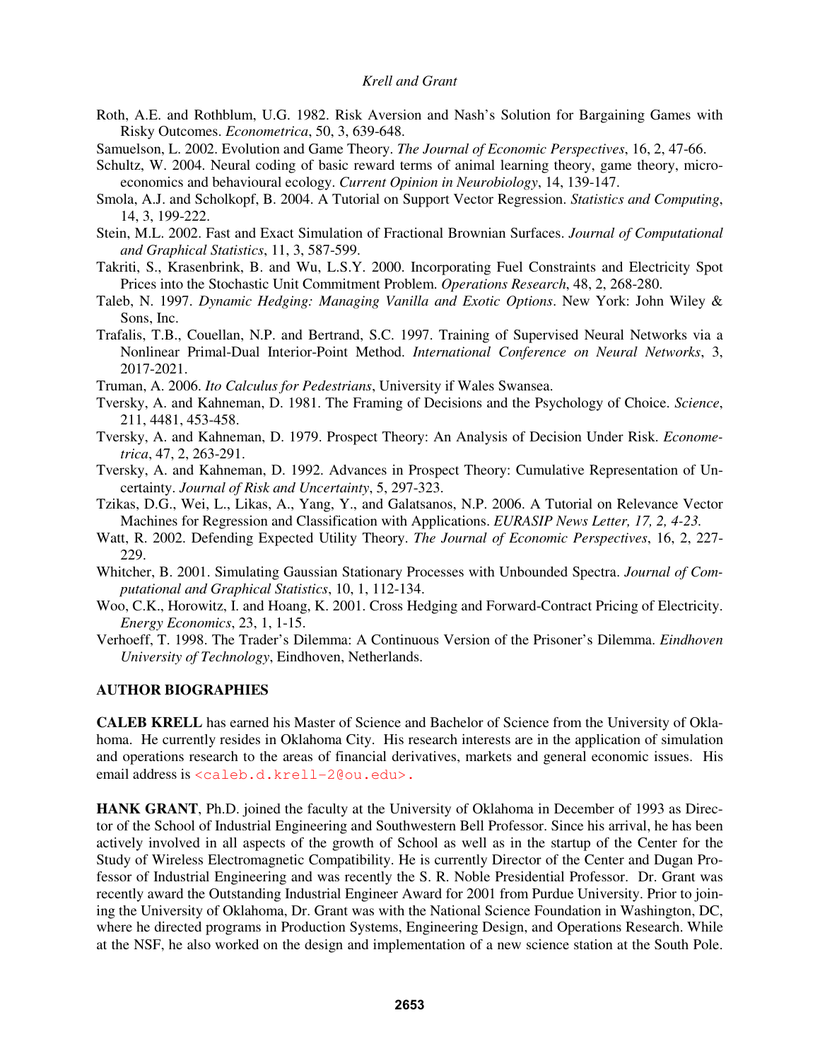Roth, A.E. and Rothblum, U.G. 1982. Risk Aversion and Nash's Solution for Bargaining Games with Risky Outcomes. *Econometrica*, 50, 3, 639-648.

Samuelson, L. 2002. Evolution and Game Theory. *The Journal of Economic Perspectives*, 16, 2, 47-66.

Schultz, W. 2004. Neural coding of basic reward terms of animal learning theory, game theory, microeconomics and behavioural ecology. *Current Opinion in Neurobiology*, 14, 139-147.

Smola, A.J. and Scholkopf, B. 2004. A Tutorial on Support Vector Regression. *Statistics and Computing*, 14, 3, 199-222.

Stein, M.L. 2002. Fast and Exact Simulation of Fractional Brownian Surfaces. *Journal of Computational and Graphical Statistics*, 11, 3, 587-599.

Takriti, S., Krasenbrink, B. and Wu, L.S.Y. 2000. Incorporating Fuel Constraints and Electricity Spot Prices into the Stochastic Unit Commitment Problem. *Operations Research*, 48, 2, 268-280.

Taleb, N. 1997. *Dynamic Hedging: Managing Vanilla and Exotic Options*. New York: John Wiley & Sons, Inc.

Trafalis, T.B., Couellan, N.P. and Bertrand, S.C. 1997. Training of Supervised Neural Networks via a Nonlinear Primal-Dual Interior-Point Method. *International Conference on Neural Networks*, 3, 2017-2021.

Truman, A. 2006. *Ito Calculus for Pedestrians*, University if Wales Swansea.

Tversky, A. and Kahneman, D. 1981. The Framing of Decisions and the Psychology of Choice. *Science*, 211, 4481, 453-458.

Tversky, A. and Kahneman, D. 1979. Prospect Theory: An Analysis of Decision Under Risk. *Econometrica*, 47, 2, 263-291.

Tversky, A. and Kahneman, D. 1992. Advances in Prospect Theory: Cumulative Representation of Uncertainty. *Journal of Risk and Uncertainty*, 5, 297-323.

Tzikas, D.G., Wei, L., Likas, A., Yang, Y., and Galatsanos, N.P. 2006. A Tutorial on Relevance Vector Machines for Regression and Classification with Applications. *EURASIP News Letter, 17, 2, 4-23.*

Watt, R. 2002. Defending Expected Utility Theory. *The Journal of Economic Perspectives*, 16, 2, 227-229.

Whitcher, B. 2001. Simulating Gaussian Stationary Processes with Unbounded Spectra. *Journal of Computational and Graphical Statistics*, 10, 1, 112-134.

Woo, C.K., Horowitz, I. and Hoang, K. 2001. Cross Hedging and Forward-Contract Pricing of Electricity. *Energy Economics*, 23, 1, 1-15.

Verhoeff, T. 1998. The Trader's Dilemma: A Continuous Version of the Prisoner's Dilemma. *Eindhoven University of Technology*, Eindhoven, Netherlands.

## AUTHOR BIOGRAPHIES

**CALEB KRELL** has earned his Master of Science and Bachelor of Science from the University of Oklahoma. He currently resides in Oklahoma City. His research interests are in the application of simulation and operations research to the areas of financial derivatives, markets and general economic issues. His email address is <caleb.d.krell-2@ou.edu>.

**HANK GRANT**, Ph.D. joined the faculty at the University of Oklahoma in December of 1993 as Director of the School of Industrial Engineering and Southwestern Bell Professor. Since his arrival, he has been actively involved in all aspects of the growth of School as well as in the startup of the Center for the Study of Wireless Electromagnetic Compatibility. He is currently Director of the Center and Dugan Professor of Industrial Engineering and was recently the S. R. Noble Presidential Professor. Dr. Grant was recently award the Outstanding Industrial Engineer Award for 2001 from Purdue University. Prior to joining the University of Oklahoma, Dr. Grant was with the National Science Foundation in Washington, DC, where he directed programs in Production Systems, Engineering Design, and Operations Research. While at the NSF, he also worked on the design and implementation of a new science station at the South Pole.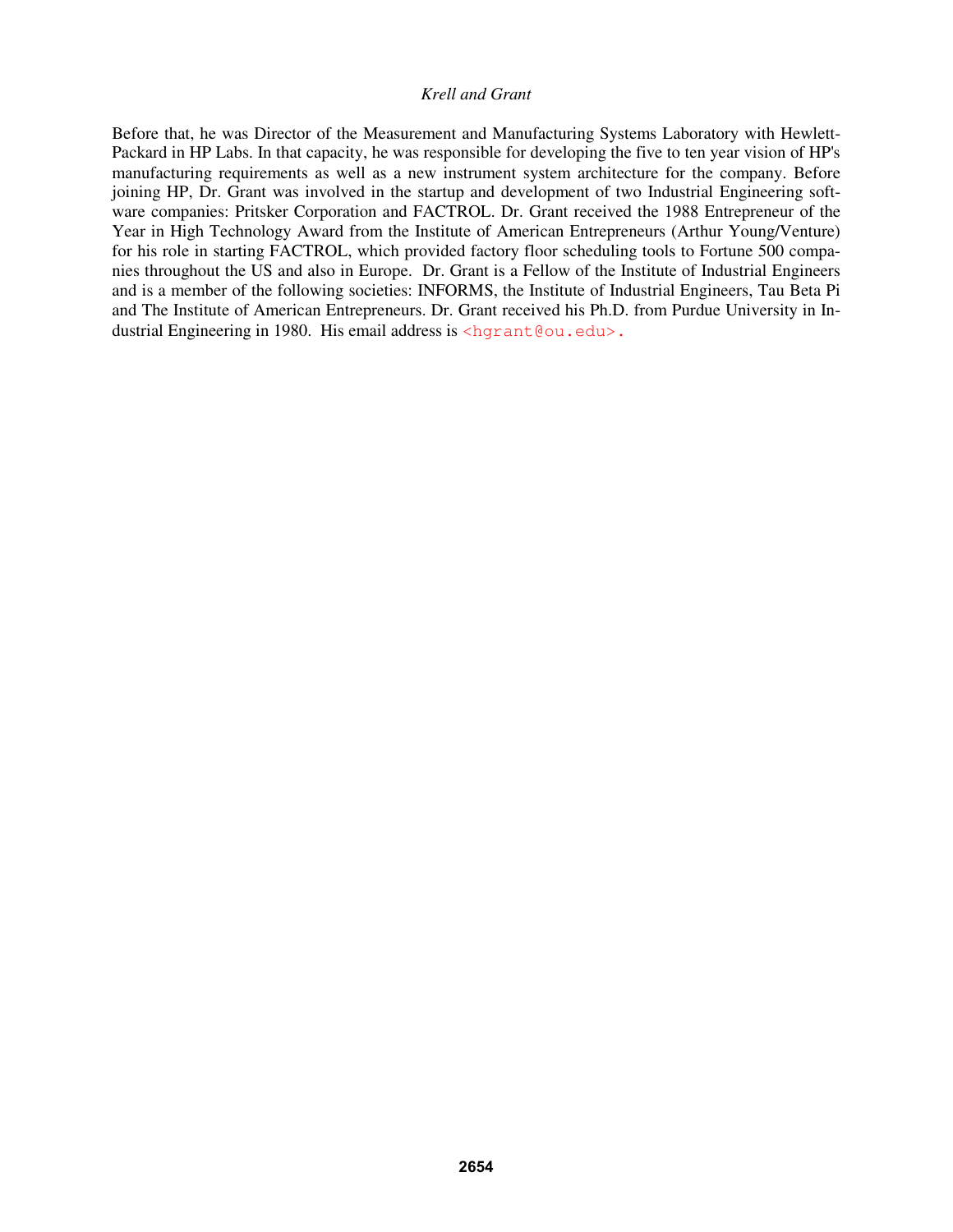Before that, he was Director of the Measurement and Manufacturing Systems Laboratory with Hewlett-Packard in HP Labs. In that capacity, he was responsible for developing the five to ten year vision of HP's manufacturing requirements as well as a new instrument system architecture for the company. Before joining HP, Dr. Grant was involved in the startup and development of two Industrial Engineering software companies: Pritsker Corporation and FACTROL. Dr. Grant received the 1988 Entrepreneur of the Year in High Technology Award from the Institute of American Entrepreneurs (Arthur Young/Venture) for his role in starting FACTROL, which provided factory floor scheduling tools to Fortune 500 companies throughout the US and also in Europe. Dr. Grant is a Fellow of the Institute of Industrial Engineers and is a member of the following societies: INFORMS, the Institute of Industrial Engineers, Tau Beta Pi and The Institute of American Entrepreneurs. Dr. Grant received his Ph.D. from Purdue University in Industrial Engineering in 1980. His email address is <hgrant@ou.edu>.